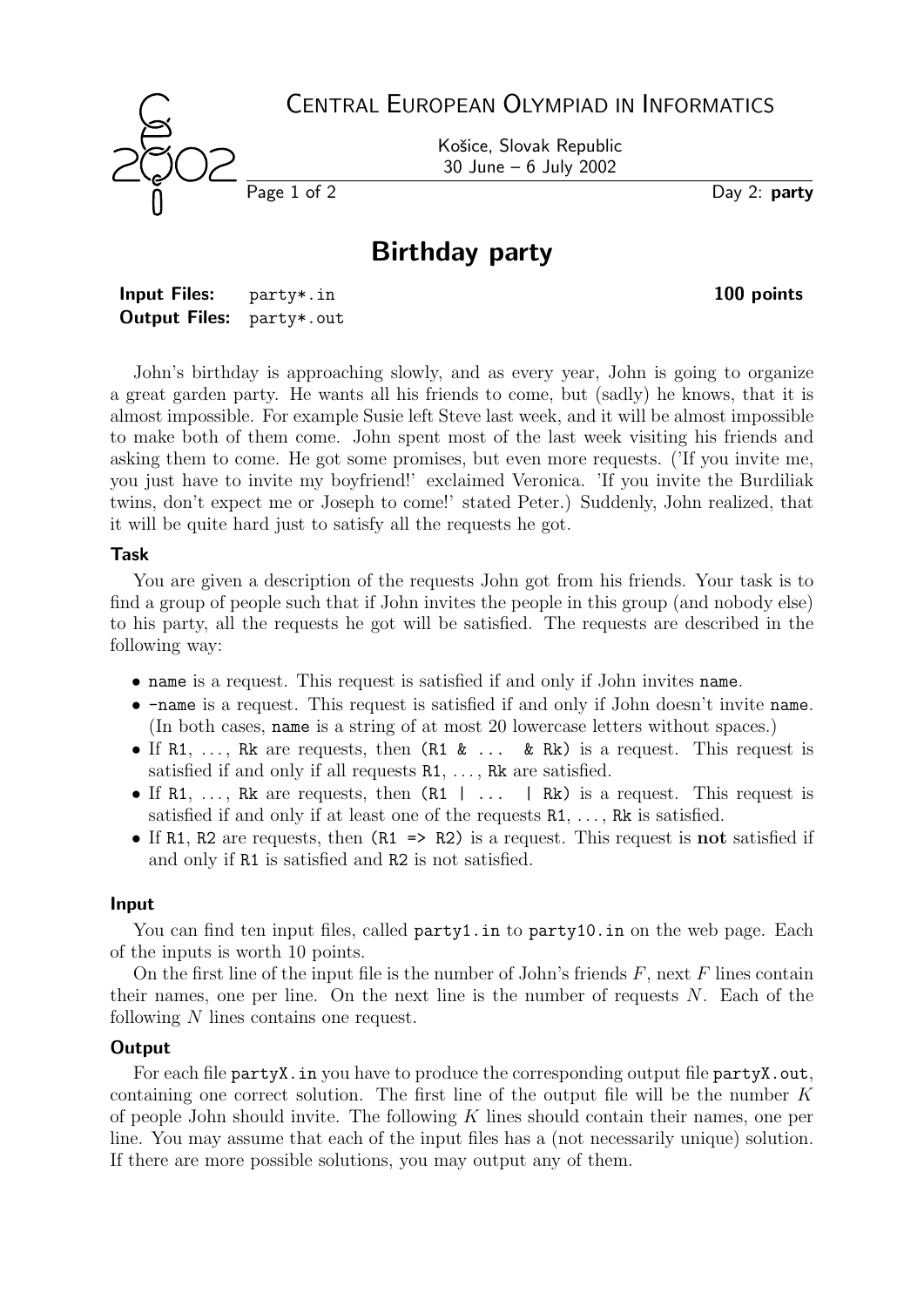# Central European Olympiad in Informatics

Košice, Slovak Republic
30 June – 6 July 2002

Day 2: **party**

## Birthday party

**Input Files:** party*.in **100 points**
**Output Files:** party*.out

John's birthday is approaching slowly, and as every year, John is going to organize a great garden party. He wants all his friends to come, but (sadly) he knows, that it is almost impossible. For example Susie left Steve last week, and it will be almost impossible to make both of them come. John spent most of the last week visiting his friends and asking them to come. He got some promises, but even more requests. ('If you invite me, you just have to invite my boyfriend!' exclaimed Veronica. 'If you invite the Burdiliak twins, don't expect me or Joseph to come!' stated Peter.) Suddenly, John realized, that it will be quite hard just to satisfy all the requests he got.

### Task

You are given a description of the requests John got from his friends. Your task is to find a group of people such that if John invites the people in this group (and nobody else) to his party, all the requests he got will be satisfied. The requests are described in the following way:

- `name` is a request. This request is satisfied if and only if John invites `name`.
- `-name` is a request. This request is satisfied if and only if John doesn't invite `name`. (In both cases, `name` is a string of at most 20 lowercase letters without spaces.)
- If `R1`, ..., `Rk` are requests, then `(R1 & ... & Rk)` is a request. This request is satisfied if and only if all requests `R1`, ..., `Rk` are satisfied.
- If `R1`, ..., `Rk` are requests, then `(R1 | ... | Rk)` is a request. This request is satisfied if and only if at least one of the requests `R1`, ..., `Rk` is satisfied.
- If `R1`, `R2` are requests, then `(R1 => R2)` is a request. This request is **not** satisfied if and only if `R1` is satisfied and `R2` is not satisfied.

### Input

You can find ten input files, called `party1.in` to `party10.in` on the web page. Each of the inputs is worth 10 points.

On the first line of the input file is the number of John's friends $F$, next $F$ lines contain their names, one per line. On the next line is the number of requests $N$. Each of the following $N$ lines contains one request.

### Output

For each file `partyX.in` you have to produce the corresponding output file `partyX.out`, containing one correct solution. The first line of the output file will be the number $K$ of people John should invite. The following $K$ lines should contain their names, one per line. You may assume that each of the input files has a (not necessarily unique) solution. If there are more possible solutions, you may output any of them.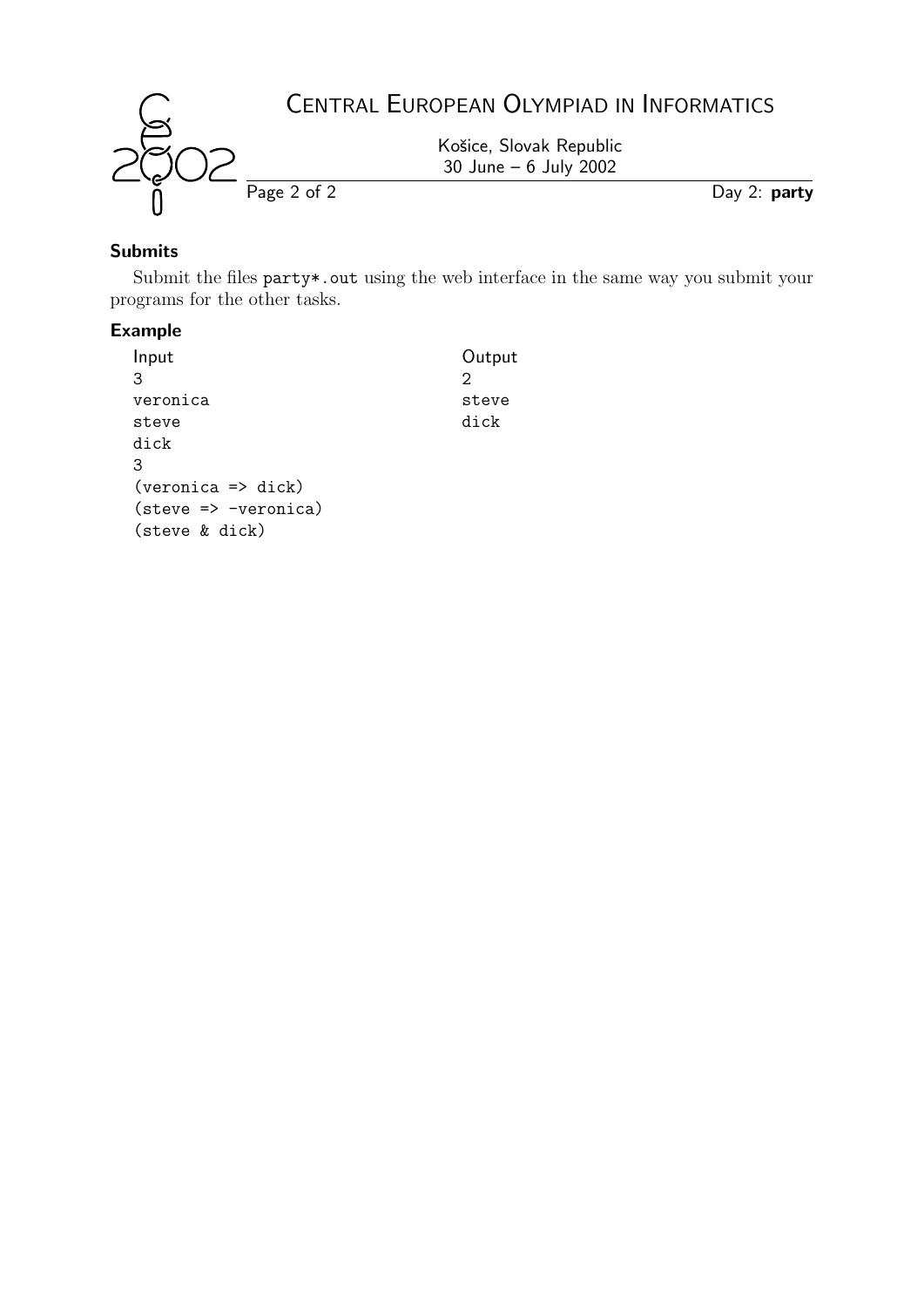### Submits

Submit the files `party*.out` using the web interface in the same way you submit your programs for the other tasks.

### Example

Input

```
3
veronica
steve
dick
3
(veronica => dick)
(steve => -veronica)
(steve & dick)
```

Output

```
2
steve
dick
```